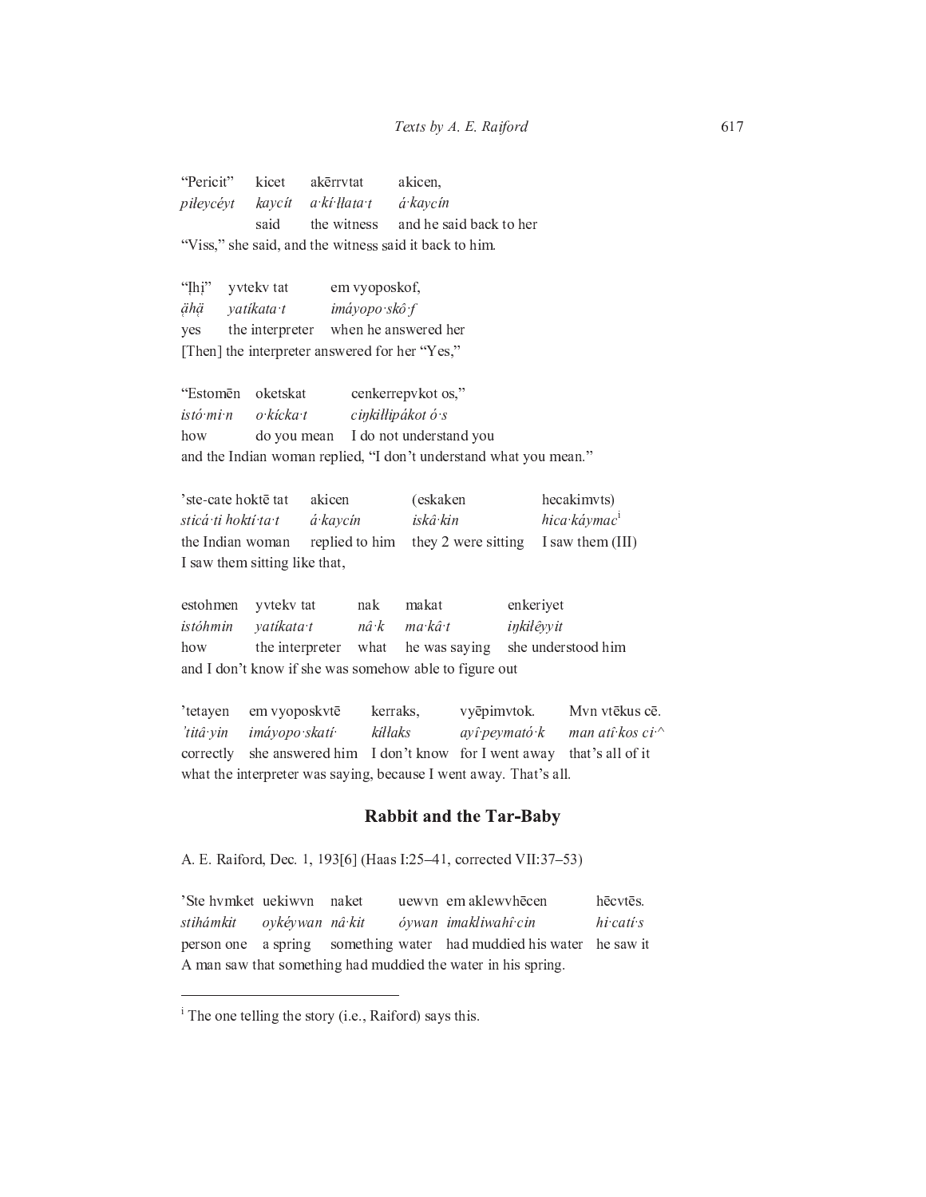| | | | |
|---|---|---|---|
| "Pericit" | kicet | akērrvtat | akicen, |
| *piłeycéyt* | *kaycít* | *a·kí·łłata·t* | *á·kaycín* |
| | said | the witness | and he said back to her |

"Viss," she said, and the witness said it back to him.

| | | |
|---|---|---|
| "Ịhị" | yvtekv tat | em vyoposkof, |
| *ą̈hą̈* | *yatíkata·t* | *imáyopo·skó·f* |
| yes | the interpreter | when he answered her |

[Then] the interpreter answered for her "Yes,"

| | | |
|---|---|---|
| "Estomēn | oketskat | cenkerrepvkot os," |
| *istó·mi·n* | *o·kícka·t* | *ciŋkiłłipákot ó·s* |
| how | do you mean | I do not understand you |

and the Indian woman replied, "I don't understand what you mean."

| | | | |
|---|---|---|---|
| 'ste-cate hoktē tat | akicen | (eskaken | hecakimvts) |
| *sticá·ti hoktí·ta·t* | *á·kaycín* | *iskâ·kin* | *hica·káymac*[i] |
| the Indian woman | replied to him | they 2 were sitting | I saw them (III) |

I saw them sitting like that,

| | | | | |
|---|---|---|---|---|
| estohmen | yvtekv tat | nak | makat | enkeriyet |
| *istóhmin* | *yatíkata·t* | *nâ·k* | *ma·kâ·t* | *iŋkiłêyyit* |
| how | the interpreter | what | he was saying | she understood him |

and I don't know if she was somehow able to figure out

| | | | | |
|---|---|---|---|---|
| 'tetayen | em vyoposkvtē | kerraks, | vyēpimvtok. | Mvn vtēkus cē. |
| *'titâ·yin* | *imáyopo·skatí·* | *kiłłaks* | *ayî·peymató·k* | *man atî·kos ci·^* |
| correctly | she answered him | I don't know | for I went away | that's all of it |

what the interpreter was saying, because I went away. That's all.

## Rabbit and the Tar-Baby

A. E. Raiford, Dec. 1, 193[6] (Haas I:25–41, corrected VII:37–53)

| | | | | | |
|---|---|---|---|---|---|
| 'Ste hvmket | uekiwvn | naket | uewvn | em aklewvhēcen | hēcvtēs. |
| *stihámkit* | *oykéywan* | *nâ·kit* | *óywan* | *imakliwahí·cin* | *hi·catí·s* |
| person one | a spring | something | water | had muddied his water | he saw it |

A man saw that something had muddied the water in his spring.

---

[i] The one telling the story (i.e., Raiford) says this.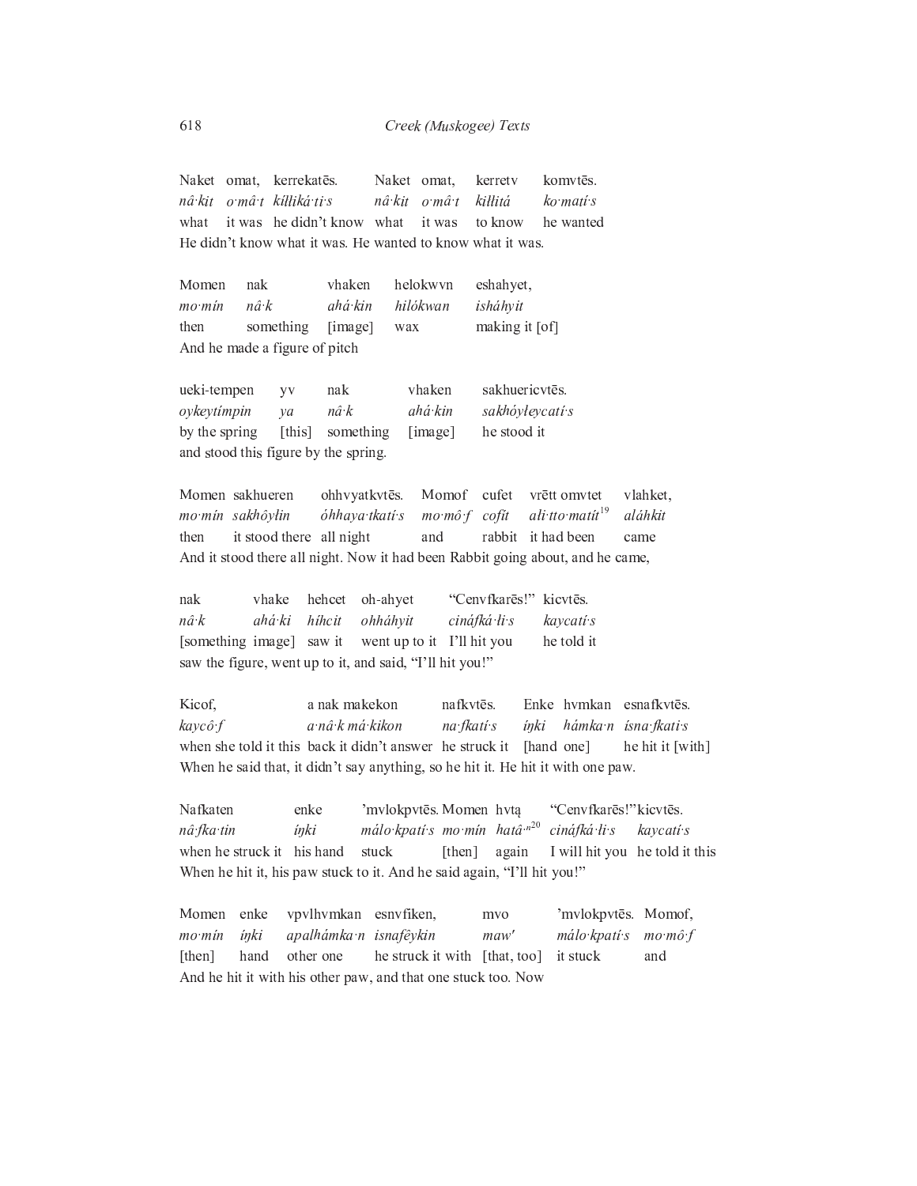Naket omat, kerrekatēs. Naket omat, kerretv komvtēs.
*nâ·kit o·mâ·t kíłłiká·ti·s nâ·kit o·mâ·t kiłłitá ko·matí·s*
what it was he didn't know what it was to know he wanted
He didn't know what it was. He wanted to know what it was.

Momen nak vhaken helokwvn eshahyet,
*mo·mín nâ·k ahá·kin hilókwan isháhyit*
then something [image] wax making it [of]
And he made a figure of pitch

ueki-tempen yv nak vhaken sakhuericvtēs.
*oykeytímpin ya nâ·k ahá·kin sakhóyłeycatí·s*
by the spring [this] something [image] he stood it
and stood this figure by the spring.

Momen sakhueren ohhvyatkvtēs. Momof cufet vrētt omvtet vlahket,
*mo·mín sakhôyłin óhhaya·tkatí·s mo·mô·f cofít ałi·tto·matít*[19] *aláhkit*
then it stood there all night and rabbit it had been came
And it stood there all night. Now it had been Rabbit going about, and he came,

nak vhake hehcet oh-ahyet "Cenvfkarēs!" kicvtēs.
*nâ·k ahá·ki híhcit ohháhyit cináfká·łi·s kaycatí·s*
[something image] saw it went up to it I'll hit you he told it
saw the figure, went up to it, and said, "I'll hit you!"

Kicof, a nak makekon nafkvtēs. Enke hvmkan esnafkvtēs.
*kaycô·f a·nâ·k má·kikon na·fkatí·s íŋki hámka·n ísna·fkati·s*
when she told it this back it didn't answer he struck it [hand one] he hit it [with]
When he said that, it didn't say anything, so he hit it. He hit it with one paw.

Nafkaten enke 'mvlokpvtēs. Momen hvtą "Cenvfkarēs!" kicvtēs.
*nâ·fka·tin íŋki málo·kpatí·s mo·mín hatâ·ⁿ*[20] *cináfká·łi·s kaycatí·s*
when he struck it his hand stuck [then] again I will hit you he told it this
When he hit it, his paw stuck to it. And he said again, "I'll hit you!"

Momen enke vpvlhvmkan esnvfiken, mvo 'mvlokpvtēs. Momof,
*mo·mín íŋki apalhámka·n isnafêykin maw' málo·kpatí·s mo·mô·f*
[then] hand other one he struck it with [that, too] it stuck and
And he hit it with his other paw, and that one stuck too. Now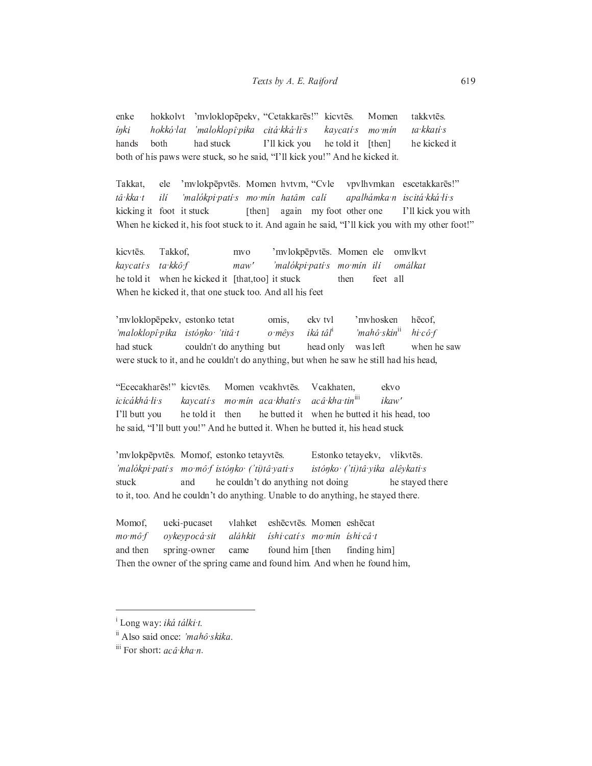| | | | | | | |
|---|---|---|---|---|---|---|
| enke | hokkolvt | 'mvloklopēpekv, | "Cetakkarēs!" | kicvtēs. | Momen | takkvtēs. |
| *íŋki* | *hokkó·lat* | *'maloklopî·pika* | *citá·kká·li·s* | *kaycatí·s* | *mo·mín* | *ta·kkatí·s* |
| hands | both | had stuck | I'll kick you | he told it | [then] | he kicked it |

both of his paws were stuck, so he said, "I'll kick you!" And he kicked it.

| | | | | | | | |
|---|---|---|---|---|---|---|---|
| Takkat, | ele | 'mvlokpēpvtēs. | Momen | hvtvm, | "Cvle | vpvlhvmkan | escetakkarēs!" |
| *tâ·kka·t* | *ilí* | *'malókpi·patí·s* | *mo·mín* | *hatâm* | *calí* | *apalhámka·n* | *iscitá·kká·li·s* |
| kicking it | foot | it stuck | [then] | again | my foot | other one | I'll kick you with |

When he kicked it, his foot stuck to it. And again he said, "I'll kick you with my other foot!"

| | | | | | | |
|---|---|---|---|---|---|---|
| kicvtēs. | Takkof, | mvo | 'mvlokpēpvtēs. | Momen | ele | omvlkvt |
| *kaycatí·s* | *ta·kkô·f* | *maw'* | *'malókpi·patí·s* | *mo·mín* | *ilí* | *omálkat* |
| he told it | when he kicked it | [that,too] | it stuck | then | feet | all |

When he kicked it, that one stuck too. And all his feet

| | | | | | |
|---|---|---|---|---|---|
| 'mvloklopēpekv, | estonko tetat | omis, | ekv tvl | 'mvhosken | hēcof, |
| *'maloklopî·pika* | *istóŋko· 'titâ·t* | *o·mêys* | *iká tâl*[i] | *'mahô·skin*[ii] | *hi·cô·f* |
| had stuck | couldn't do anything | but | head only | was left | when he saw |

were stuck to it, and he couldn't do anything, but when he saw he still had his head,

| | | | | | |
|---|---|---|---|---|---|
| "Ececakharēs!" | kicvtēs. | Momen | vcakhvtēs. | Vcakhaten, | ekvo |
| *icicákhá·li·s* | *kaycatí·s* | *mo·mín* | *aca·khatí·s* | *acâ·kha·tin*[iii] | *ikaw'* |
| I'll butt you | he told it | then | he butted it | when he butted it | his head, too |

he said, "I'll butt you!" And he butted it. When he butted it, his head stuck

| | | | | |
|---|---|---|---|---|
| 'mvlokpēpvtēs. | Momof, | estonko tetayvtēs. | Estonko tetayekv, | vlikvtēs. |
| *'malókpi·patí·s* | *mo·mô·f* | *istóŋko· ('ti)tâ·yati·s* | *istóŋko· ('ti)tâ·yika* | *alêykati·s* |
| stuck | and | he couldn't do anything | not doing | he stayed there |

to it, too. And he couldn't do anything. Unable to do anything, he stayed there.

| | | | | | |
|---|---|---|---|---|---|
| Momof, | ueki-pucaset | vlahket | eshēcvtēs. | Momen | eshēcat |
| *mo·mô·f* | *oykeypocá·sit* | *aláhkit* | *íshi·catí·s* | *mo·mín* | *íshi·câ·t* |
| and then | spring-owner | came | found him | [then | finding him] |

Then the owner of the spring came and found him. And when he found him,

---

[i] Long way: *iká tálki·t.*

[ii] Also said once: *'mahô·skika*.

[iii] For short: *acâ·kha·n.*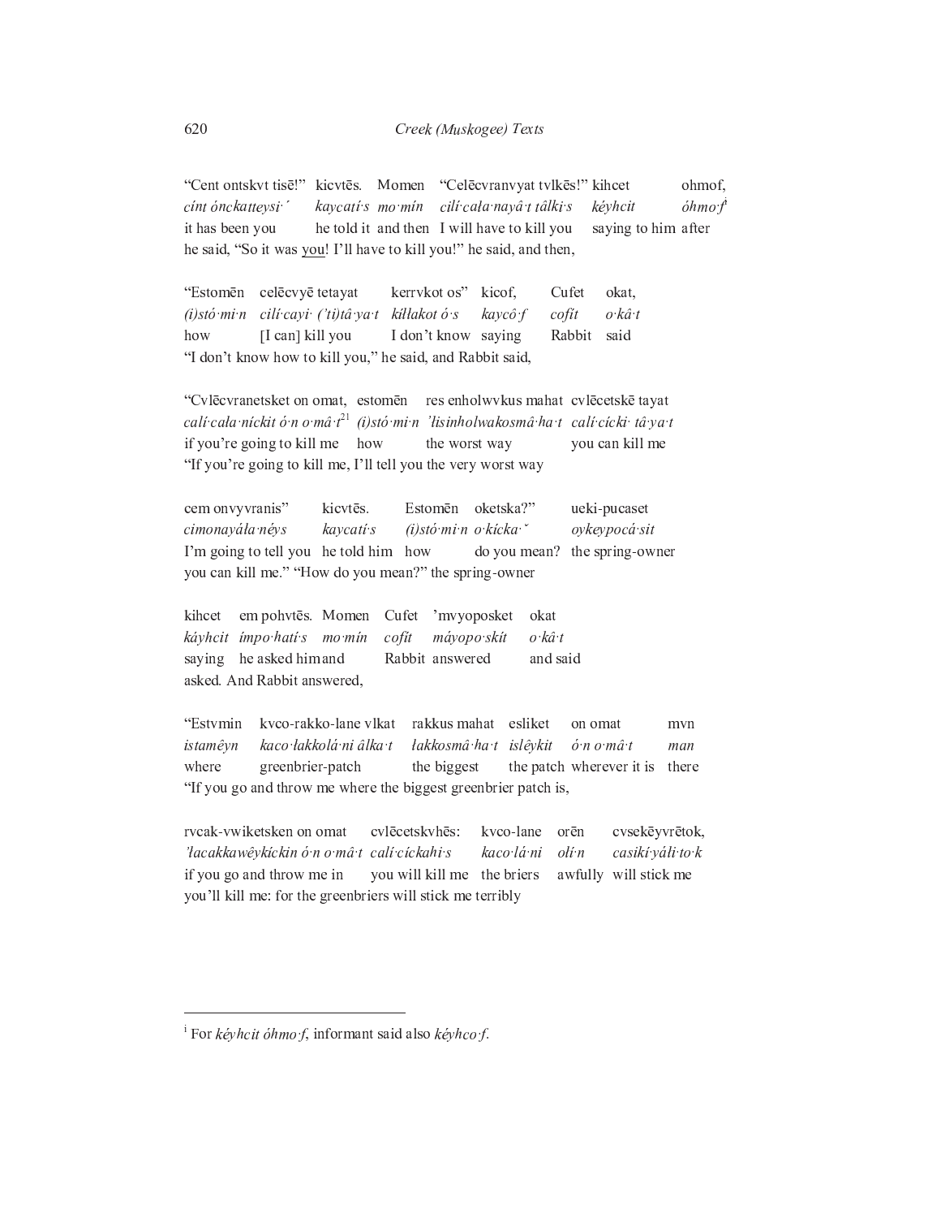| | | | | | |
|---|---|---|---|---|---|
| "Cent ontskvt tisē!" | kicvtēs. | Momen | "Celēcvranvyat tvlkēs!" | kihcet | ohmof, |
| *cínt ónckatteysi·ˊ* | *kaycatí·s* | *mo·mín* | *cilí·cała·nayâ·t tâlki·s* | *kéyhcit* | *óhmo·f*[i] |
| it has been you | he told it | and then | I will have to kill you | saying to him | after |

he said, "So it was <u>you</u>! I'll have to kill you!" he said, and then,

| | | | | | |
|---|---|---|---|---|---|
| "Estomēn | celēcvyē tetayat | kerrvkot os" | kicof, | Cufet | okat, |
| *(i)stó·mi·n* | *cilí·cayi· (ˈti)tâ·ya·t* | *kíłłakot ó·s* | *kaycô·f* | *cofít* | *o·kâ·t* |
| how | [I can] kill you | I don't know | saying | Rabbit | said |

"I don't know how to kill you," he said, and Rabbit said,

| | | | |
|---|---|---|---|
| "Cvlēcvranetsket on omat, | estomēn | res enholwvkus mahat | cvlēcetskē tayat |
| *calí·cała·níckit ó·n o·mâ·t*[21] | *(i)stó·mi·n* | *ˈlisinholwakosmâ·ha·t* | *calí·cícki· tâ·ya·t* |
| if you're going to kill me | how | the worst way | you can kill me |

"If you're going to kill me, I'll tell you the very worst way

| | | | | |
|---|---|---|---|---|
| cem onvyvranis" | kicvtēs. | Estomēn | oketska?" | ueki-pucaset |
| *cimonayáła·néys* | *kaycatí·s* | *(i)stó·mi·n* | *o·kícka·ˇ* | *oykeypocá·sit* |
| I'm going to tell you | he told him | how | do you mean? | the spring-owner |

you can kill me." "How do you mean?" the spring-owner

| | | | | | |
|---|---|---|---|---|---|
| kihcet | em pohvtēs. | Momen | Cufet | 'mvyoposket | okat |
| *káyhcit* | *ímpo·hatí·s* | *mo·mín* | *cofít* | *máyopo·skít* | *o·kâ·t* |
| saying | he asked him | and | Rabbit | answered | and said |

asked. And Rabbit answered,

| | | | | | |
|---|---|---|---|---|---|
| "Estvmin | kvco-rakko-lane vlkat | rakkus mahat | esliket | on omat | mvn |
| *istamêyn* | *kaco·łakkolá·ni âlka·t* | *łakkosmâ·ha·t* | *islêykit* | *ó·n o·mâ·t* | *man* |
| where | greenbrier-patch | the biggest | the patch | wherever it is | there |

"If you go and throw me where the biggest greenbrier patch is,

| | | | | |
|---|---|---|---|---|
| rvcak-vwiketsken on omat | cvlēcetskvhēs: | kvco-lane | orēn | cvsekēyvrētok, |
| *ˈłacakkawêykíckin ó·n o·mâ·t* | *calí·cíckahi·s* | *kaco·lá·ni* | *ołí·n* | *casikí·yáłi·to·k* |
| if you go and throw me in | you will kill me | the briers | awfully | will stick me |

you'll kill me: for the greenbriers will stick me terribly

---

[i] For *kéyhcit óhmo·f*, informant said also *kéyhco·f*.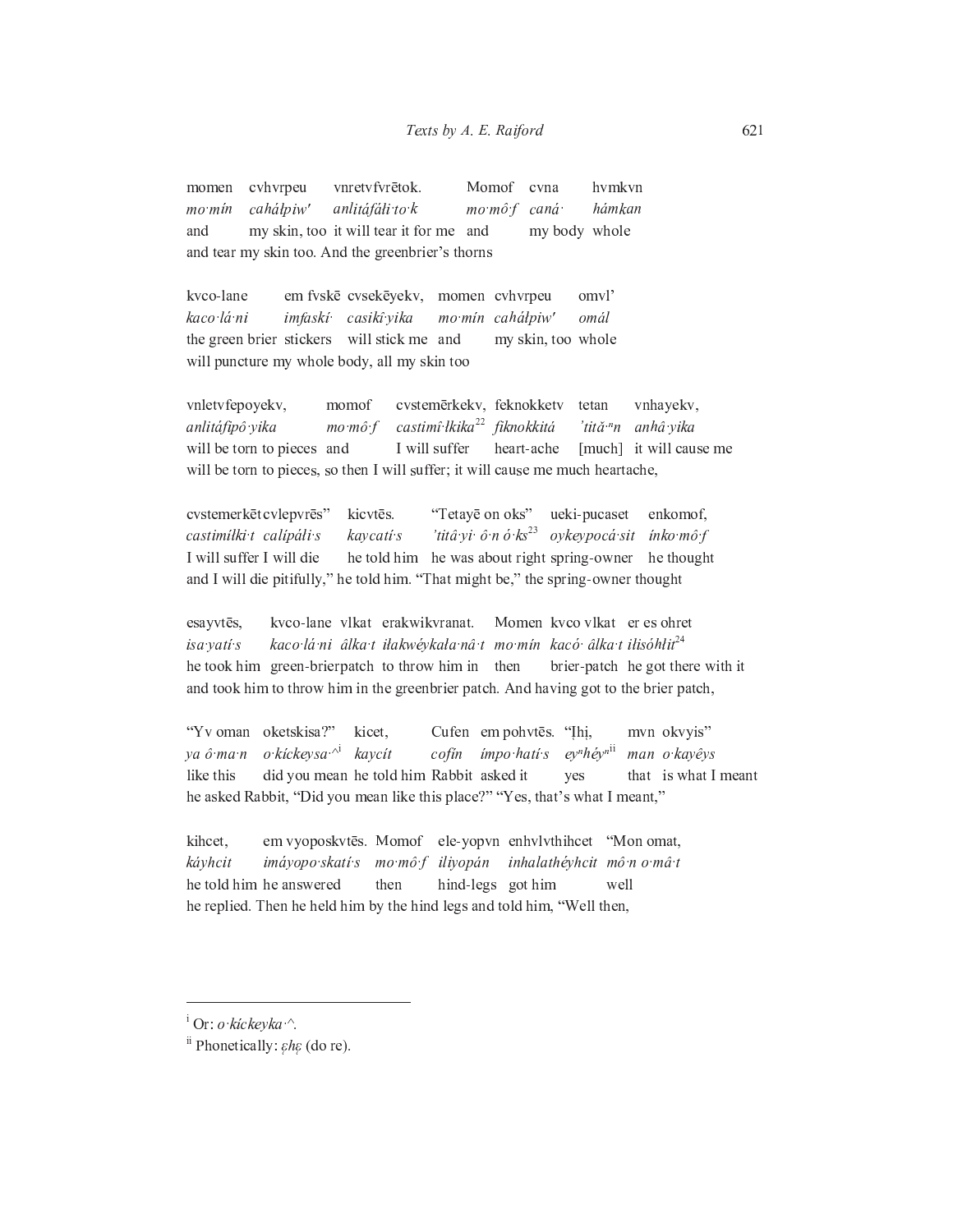momen cvhvrpeu vnretvfvrētok. Momof cvna hvmkvn
*mo·mín cahátpiw' anlitáfáli·to·k mo·mô·f caná· hámkan*
and my skin, too it will tear it for me and my body whole
and tear my skin too. And the greenbrier's thorns

kvco-lane em fvskē cvsekēyekv, momen cvhvrpeu omvl'
*kaco·lá·ni imfaskí· casikî·yika mo·mín cahátpiw' omál*
the green brier stickers will stick me and my skin, too whole
will puncture my whole body, all my skin too

vnletvfepoyekv, momof cvstemērkekv, feknokketv tetan vnhayekv,
*anlitáfipô·yika mo·mô·f castimî·lkika[22] fiknokkitá 'titǎ·ⁿn anhâ·yika*
will be torn to pieces and I will suffer heart-ache [much] it will cause me
will be torn to pieces, so then I will suffer; it will cause me much heartache,

cvstemerkēt cvlepvrēs" kicvtēs. "Tetayē on oks" ueki-pucaset enkomof,
*castimítki·t calípáli·s kaycatí·s 'titâ·yi· ô·n ó·ks[23] oykeypocá·sit ínko·mô·f*
I will suffer I will die he told him he was about right spring-owner he thought
and I will die pitifully," he told him. "That might be," the spring-owner thought

esayvtēs, kvco-lane vlkat erakwikvranat. Momen kvco vlkat er es ohret
*isa·yati·s kaco·lá·ni âlka·t iłakwéykała·nâ·t mo·mín kacó· âlka·t iłisóhłit[24]*
he took him green-brierpatch to throw him in then brier-patch he got there with it
and took him to throw him in the greenbrier patch. And having got to the brier patch,

"Yv oman oketskisa?" kicet, Cufen em pohvtēs. "Ịhị, mvn okvyis"
*ya ô·ma·n o·kíckeysa·^[i] kaycít cofín ímpo·hatí·s eyⁿhéyⁿ[ii] man o·kayêys*
like this did you mean he told him Rabbit asked it yes that is what I meant
he asked Rabbit, "Did you mean like this place?" "Yes, that's what I meant,"

kihcet, em vyoposkvtēs. Momof ele-yopvn enhvlvthihcet "Mon omat,
*káyhcit imáyopo·skatí·s mo·mô·f iliyopán inhalathéyhcit mô·n o·mâ·t*
he told him he answered then hind-legs got him well
he replied. Then he held him by the hind legs and told him, "Well then,

---

[i] Or: *o·kíckeyka·^*.

[ii] Phonetically: ẹhẹ (do re).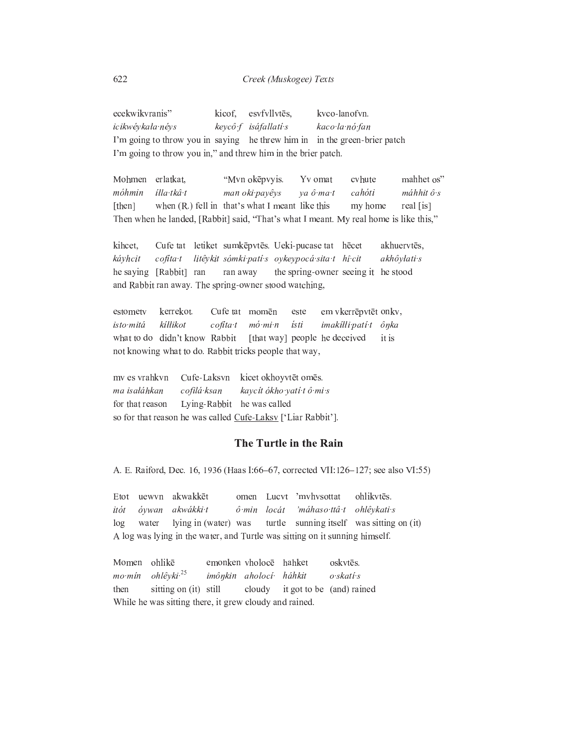ecekwikvranis" kicof, esvfvllvtēs, kvco-lanofvn.
*icikwéykała·néys keycô·f isáfallatí·s kaco·la·nó·fan*
I'm going to throw you in saying he threw him in in the green-brier patch
I'm going to throw you in," and threw him in the brier patch.

Mohmen erlatkat, "Mvn okēpvyis. Yv omat cvhute mahhet os"
*móhmin ílla·tkâ·t man oki·payêys ya ô·ma·t cahóti máhhit ô·s*
[then] when (R.) fell in that's what I meant like this my home real [is]
Then when he landed, [Rabbit] said, "That's what I meant. My real home is like this,"

kihcet, Cufe tat letiket sumkēpvtēs. Ueki-pucase tat hēcet akhuervtēs,
*káyhcit cofíta·t litêykit sómki·patí·s oykeypocá·sita·t hi̧·cit akhôyłati·s*
he saying [Rabbit] ran ran away the spring-owner seeing it he stood
and Rabbit ran away. The spring-owner stood watching,

estometv kerrekot. Cufe tat momēn este em vkerrēpvtēt onkv,
*isto·mitá kíłłikot cofíta·t mó·mi·n ísti imakíłłi·patí·t ô̧ka*
what to do didn't know Rabbit [that way] people he deceived it is
not knowing what to do. Rabbit tricks people that way,

mv es vrahkvn Cufe-Laksvn kicet okhoyvtēt omēs.
*ma isałáhkan cofilá·ksan kaycít ókho·yatí·t ô·mi·s*
for that reason Lying-Rabbit he was called
so for that reason he was called Cufe-Laksv ['Liar Rabbit'].

## The Turtle in the Rain

A. E. Raiford, Dec. 16, 1936 (Haas I:66–67, corrected VII:126–127; see also VI:55)

Etot uewvn akwakkēt omen Lucvt 'mvhvsottat ohlikvtēs.
*itót óywan akwákki·t ô·min locát 'máhaso·ttâ·t ohlêykati·s*
log water lying in (water) was turtle sunning itself was sitting on (it)
A log was lying in the water, and Turtle was sitting on it sunning himself.

Momen ohlikē emonken vholocē hahket oskvtēs.
*mo·mín ohlêyki·*[25] *imô̧kin aholocí· háhkit o·skatí·s*
then sitting on (it) still cloudy it got to be (and) rained
While he was sitting there, it grew cloudy and rained.